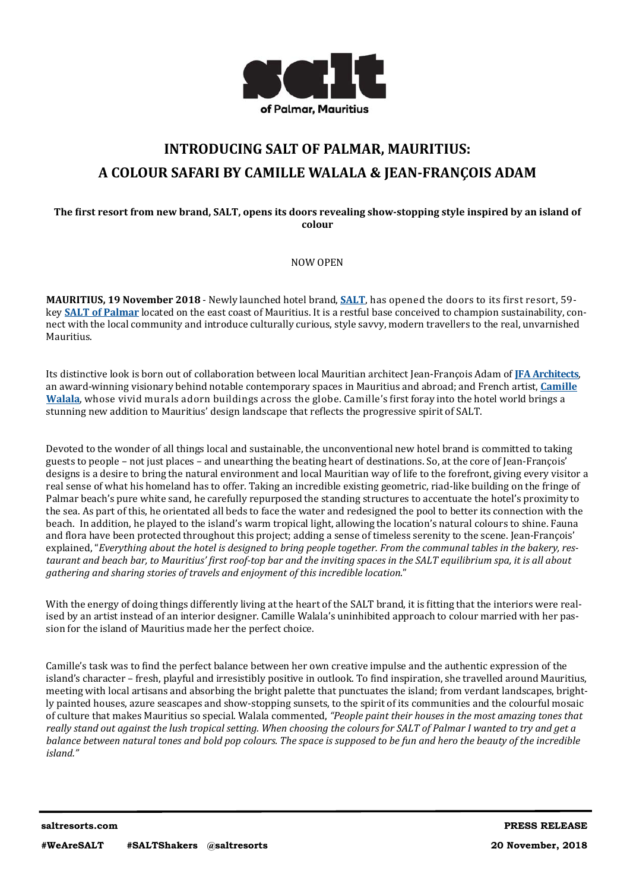# INTRODUCING SALT OF PALMAR, MAURITIUS: A COLOUR SAFARI BY CAMILLE WALALA & JEAN-FRANÇOIS ADAM

**The first resort from new brand, SALT, opens its doors revealing show-stopping style inspired by an island of colour**

NOW OPEN

**MAURITIUS, 19 November 2018** - Newly launched hotel brand, **SALT**, has opened the doors to its first resort, 59-key **SALT of Palmar** located on the east coast of Mauritius. It is a restful base conceived to champion sustainability, connect with the local community and introduce culturally curious, style savvy, modern travellers to the real, unvarnished Mauritius.

Its distinctive look is born out of collaboration between local Mauritian architect Jean-François Adam of **JFA Architects**, an award-winning visionary behind notable contemporary spaces in Mauritius and abroad; and French artist, **Camille Walala**, whose vivid murals adorn buildings across the globe. Camille's first foray into the hotel world brings a stunning new addition to Mauritius' design landscape that reflects the progressive spirit of SALT.

Devoted to the wonder of all things local and sustainable, the unconventional new hotel brand is committed to taking guests to people – not just places – and unearthing the beating heart of destinations. So, at the core of Jean-François' designs is a desire to bring the natural environment and local Mauritian way of life to the forefront, giving every visitor a real sense of what his homeland has to offer. Taking an incredible existing geometric, riad-like building on the fringe of Palmar beach's pure white sand, he carefully repurposed the standing structures to accentuate the hotel's proximity to the sea. As part of this, he orientated all beds to face the water and redesigned the pool to better its connection with the beach. In addition, he played to the island's warm tropical light, allowing the location's natural colours to shine. Fauna and flora have been protected throughout this project; adding a sense of timeless serenity to the scene. Jean-François' explained, "*Everything about the hotel is designed to bring people together. From the communal tables in the bakery, restaurant and beach bar, to Mauritius' first roof-top bar and the inviting spaces in the SALT equilibrium spa, it is all about gathering and sharing stories of travels and enjoyment of this incredible location.*"

With the energy of doing things differently living at the heart of the SALT brand, it is fitting that the interiors were realised by an artist instead of an interior designer. Camille Walala's uninhibited approach to colour married with her passion for the island of Mauritius made her the perfect choice.

Camille's task was to find the perfect balance between her own creative impulse and the authentic expression of the island's character – fresh, playful and irresistibly positive in outlook. To find inspiration, she travelled around Mauritius, meeting with local artisans and absorbing the bright palette that punctuates the island; from verdant landscapes, brightly painted houses, azure seascapes and show-stopping sunsets, to the spirit of its communities and the colourful mosaic of culture that makes Mauritius so special. Walala commented, *"People paint their houses in the most amazing tones that really stand out against the lush tropical setting. When choosing the colours for SALT of Palmar I wanted to try and get a balance between natural tones and bold pop colours. The space is supposed to be fun and hero the beauty of the incredible island."*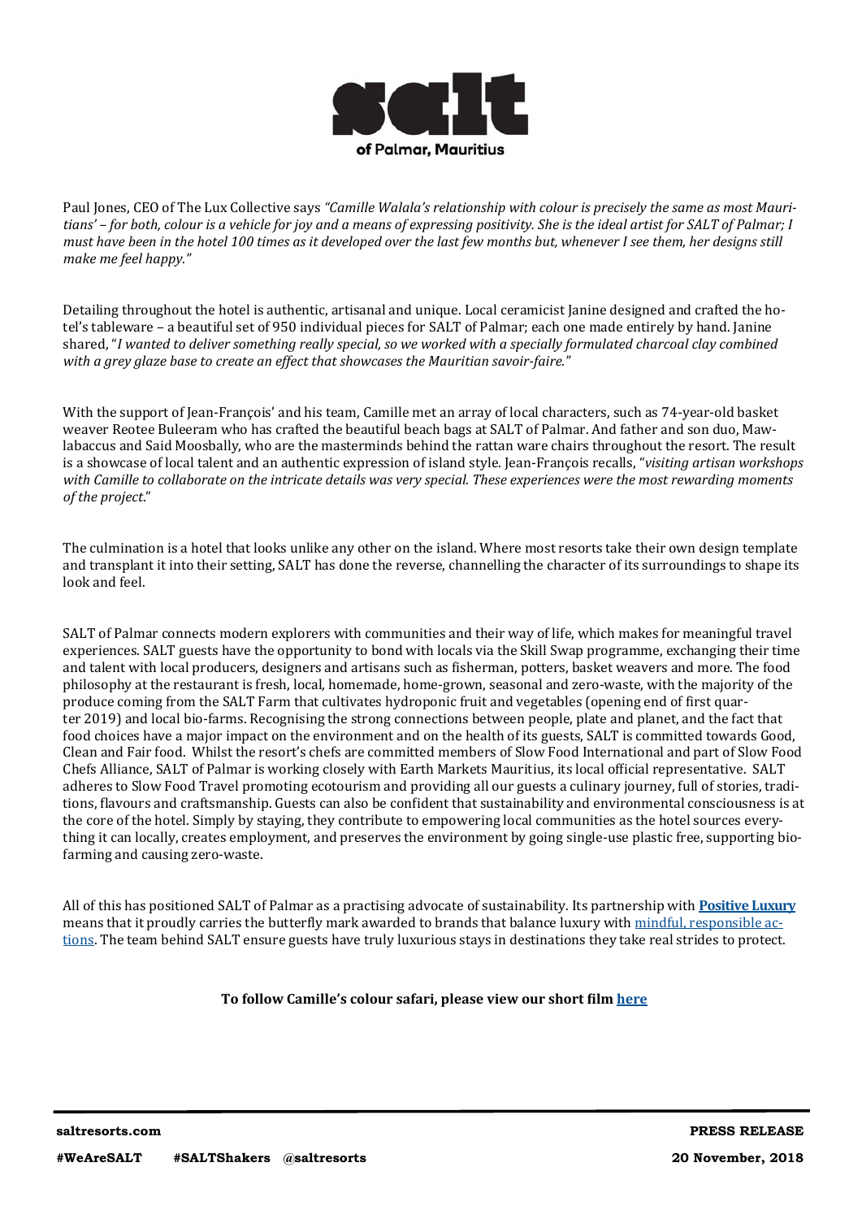Paul Jones, CEO of The Lux Collective says *"Camille Walala's relationship with colour is precisely the same as most Mauritians' – for both, colour is a vehicle for joy and a means of expressing positivity. She is the ideal artist for SALT of Palmar; I must have been in the hotel 100 times as it developed over the last few months but, whenever I see them, her designs still make me feel happy."*

Detailing throughout the hotel is authentic, artisanal and unique. Local ceramicist Janine designed and crafted the hotel's tableware – a beautiful set of 950 individual pieces for SALT of Palmar; each one made entirely by hand. Janine shared, "*I wanted to deliver something really special, so we worked with a specially formulated charcoal clay combined with a grey glaze base to create an effect that showcases the Mauritian savoir-faire."*

With the support of Jean-François' and his team, Camille met an array of local characters, such as 74-year-old basket weaver Reotee Buleeram who has crafted the beautiful beach bags at SALT of Palmar. And father and son duo, Mawlabaccus and Said Moosbally, who are the masterminds behind the rattan ware chairs throughout the resort. The result is a showcase of local talent and an authentic expression of island style. Jean-François recalls, "*visiting artisan workshops with Camille to collaborate on the intricate details was very special. These experiences were the most rewarding moments of the project*."

The culmination is a hotel that looks unlike any other on the island. Where most resorts take their own design template and transplant it into their setting, SALT has done the reverse, channelling the character of its surroundings to shape its look and feel.

SALT of Palmar connects modern explorers with communities and their way of life, which makes for meaningful travel experiences. SALT guests have the opportunity to bond with locals via the Skill Swap programme, exchanging their time and talent with local producers, designers and artisans such as fisherman, potters, basket weavers and more. The food philosophy at the restaurant is fresh, local, homemade, home-grown, seasonal and zero-waste, with the majority of the produce coming from the SALT Farm that cultivates hydroponic fruit and vegetables (opening end of first quarter 2019) and local bio-farms. Recognising the strong connections between people, plate and planet, and the fact that food choices have a major impact on the environment and on the health of its guests, SALT is committed towards Good, Clean and Fair food. Whilst the resort's chefs are committed members of Slow Food International and part of Slow Food Chefs Alliance, SALT of Palmar is working closely with Earth Markets Mauritius, its local official representative. SALT adheres to Slow Food Travel promoting ecotourism and providing all our guests a culinary journey, full of stories, traditions, flavours and craftsmanship. Guests can also be confident that sustainability and environmental consciousness is at the core of the hotel. Simply by staying, they contribute to empowering local communities as the hotel sources everything it can locally, creates employment, and preserves the environment by going single-use plastic free, supporting bio-farming and causing zero-waste.

All of this has positioned SALT of Palmar as a practising advocate of sustainability. Its partnership with **Positive Luxury** means that it proudly carries the butterfly mark awarded to brands that balance luxury with mindful, responsible actions. The team behind SALT ensure guests have truly luxurious stays in destinations they take real strides to protect.

**To follow Camille's colour safari, please view our short film here**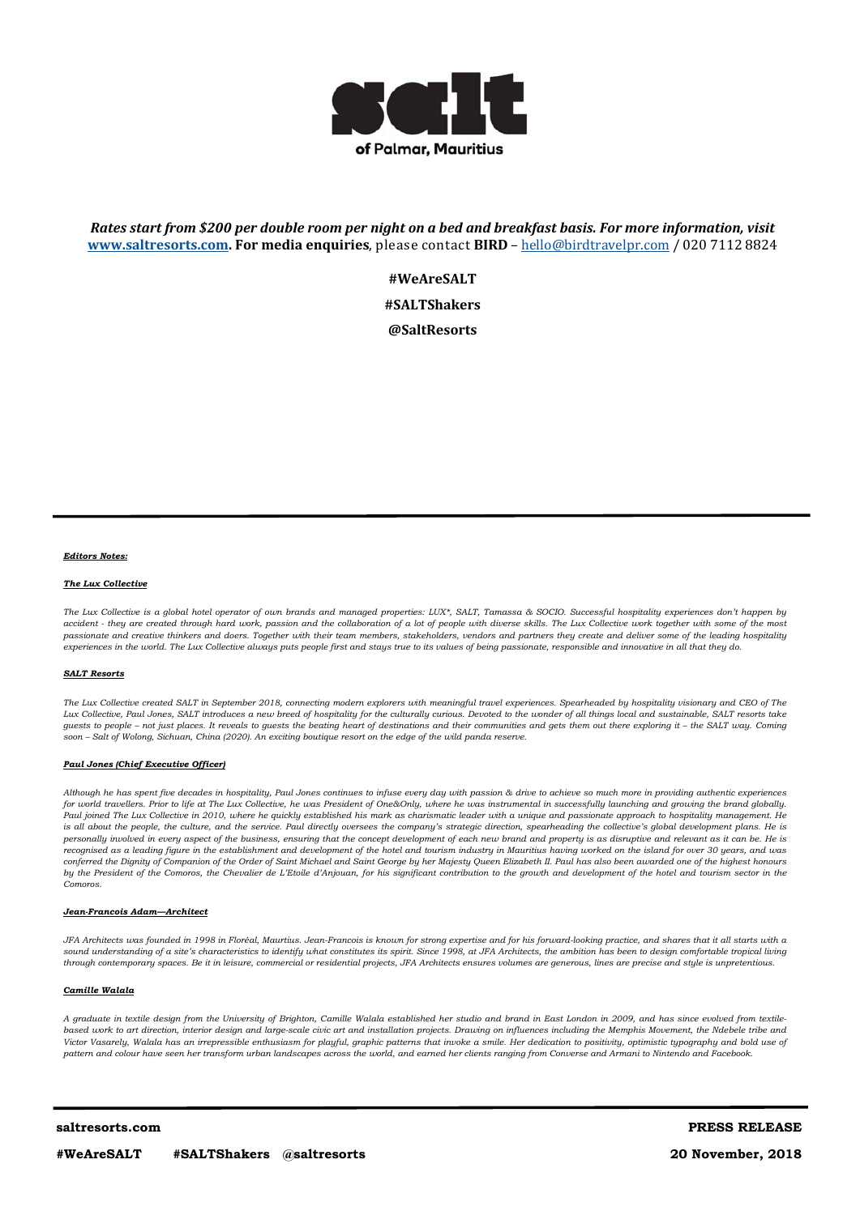salt

of Palmar, Mauritius

***Rates start from $200 per double room per night on a bed and breakfast basis. For more information, visit*** **[www.saltresorts.com](http://www.saltresorts.com). For media enquiries**, please contact **BIRD** – hello@birdtravelpr.com / 020 7112 8824

**#WeAreSALT**

**#SALTShakers**

**@SaltResorts**

---

***Editors Notes:***

***The Lux Collective***

*The Lux Collective is a global hotel operator of own brands and managed properties: LUX\*, SALT, Tamassa & SOCIO. Successful hospitality experiences don't happen by accident - they are created through hard work, passion and the collaboration of a lot of people with diverse skills. The Lux Collective work together with some of the most passionate and creative thinkers and doers. Together with their team members, stakeholders, vendors and partners they create and deliver some of the leading hospitality experiences in the world. The Lux Collective always puts people first and stays true to its values of being passionate, responsible and innovative in all that they do.*

***SALT Resorts***

*The Lux Collective created SALT in September 2018, connecting modern explorers with meaningful travel experiences. Spearheaded by hospitality visionary and CEO of The Lux Collective, Paul Jones, SALT introduces a new breed of hospitality for the culturally curious. Devoted to the wonder of all things local and sustainable, SALT resorts take guests to people – not just places. It reveals to guests the beating heart of destinations and their communities and gets them out there exploring it – the SALT way. Coming soon – Salt of Wolong, Sichuan, China (2020). An exciting boutique resort on the edge of the wild panda reserve.*

***Paul Jones (Chief Executive Officer)***

*Although he has spent five decades in hospitality, Paul Jones continues to infuse every day with passion & drive to achieve so much more in providing authentic experiences for world travellers. Prior to life at The Lux Collective, he was President of One&Only, where he was instrumental in successfully launching and growing the brand globally. Paul joined The Lux Collective in 2010, where he quickly established his mark as charismatic leader with a unique and passionate approach to hospitality management. He is all about the people, the culture, and the service. Paul directly oversees the company's strategic direction, spearheading the collective's global development plans. He is personally involved in every aspect of the business, ensuring that the concept development of each new brand and property is as disruptive and relevant as it can be. He is recognised as a leading figure in the establishment and development of the hotel and tourism industry in Mauritius having worked on the island for over 30 years, and was conferred the Dignity of Companion of the Order of Saint Michael and Saint George by her Majesty Queen Elizabeth II. Paul has also been awarded one of the highest honours by the President of the Comoros, the Chevalier de L'Etoile d'Anjouan, for his significant contribution to the growth and development of the hotel and tourism sector in the Comoros.*

***Jean-Francois Adam—Architect***

*JFA Architects was founded in 1998 in Floréal, Maurtius. Jean-Francois is known for strong expertise and for his forward-looking practice, and shares that it all starts with a sound understanding of a site's characteristics to identify what constitutes its spirit. Since 1998, at JFA Architects, the ambition has been to design comfortable tropical living through contemporary spaces. Be it in leisure, commercial or residential projects, JFA Architects ensures volumes are generous, lines are precise and style is unpretentious.*

***Camille Walala***

*A graduate in textile design from the University of Brighton, Camille Walala established her studio and brand in East London in 2009, and has since evolved from textile-based work to art direction, interior design and large-scale civic art and installation projects. Drawing on influences including the Memphis Movement, the Ndebele tribe and Victor Vasarely, Walala has an irrepressible enthusiasm for playful, graphic patterns that invoke a smile. Her dedication to positivity, optimistic typography and bold use of pattern and colour have seen her transform urban landscapes across the world, and earned her clients ranging from Converse and Armani to Nintendo and Facebook.*